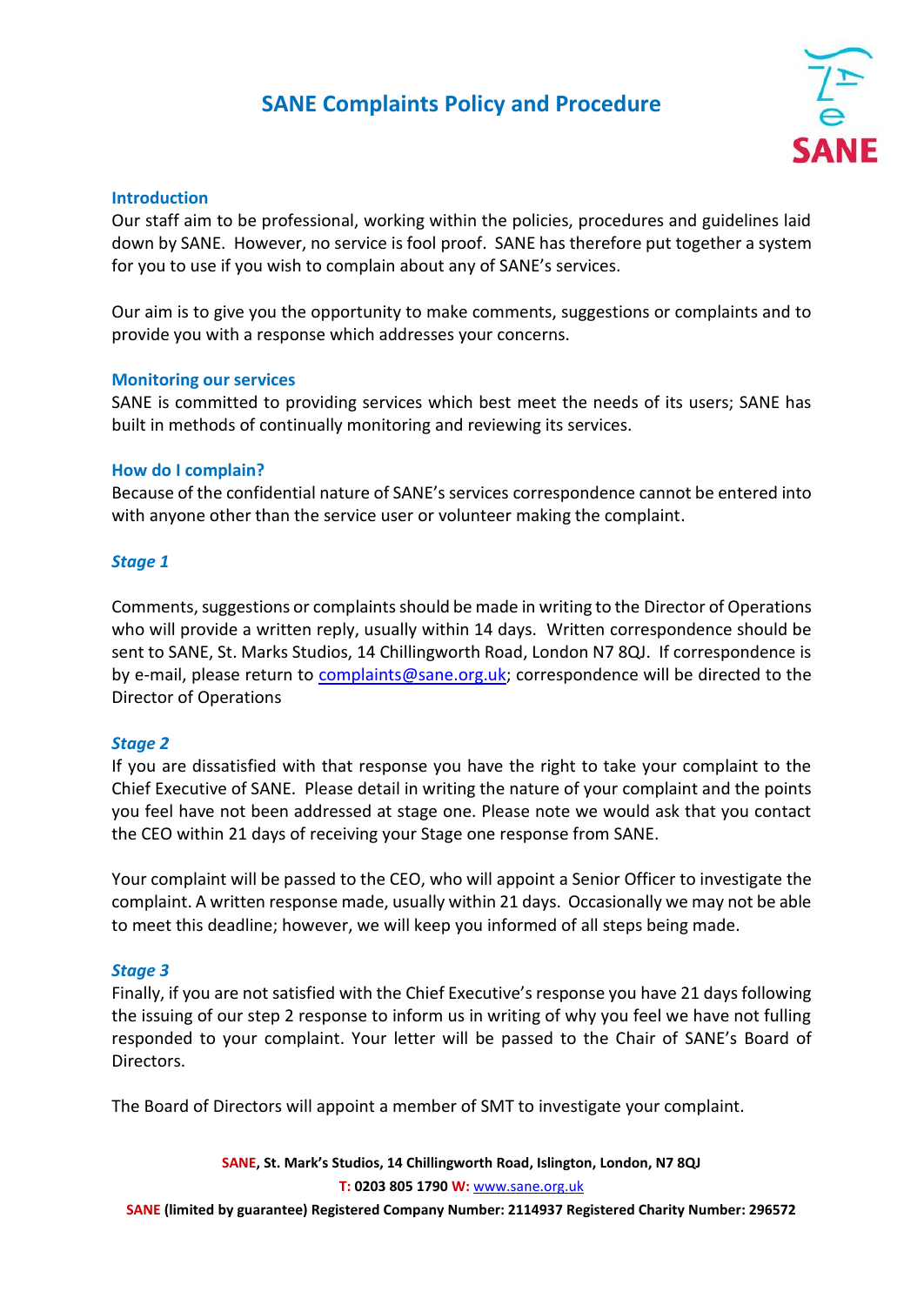# SANE Complaints Policy and Procedure

### Introduction

Our staff aim to be professional, working within the policies, procedures and guidelines laid down by SANE. However, no service is fool proof. SANE has therefore put together a system for you to use if you wish to complain about any of SANE's services.

Our aim is to give you the opportunity to make comments, suggestions or complaints and to provide you with a response which addresses your concerns.

### Monitoring our services

SANE is committed to providing services which best meet the needs of its users; SANE has built in methods of continually monitoring and reviewing its services.

### How do I complain?

Because of the confidential nature of SANE's services correspondence cannot be entered into with anyone other than the service user or volunteer making the complaint.

#### *Stage 1*

Comments, suggestions or complaints should be made in writing to the Director of Operations who will provide a written reply, usually within 14 days. Written correspondence should be sent to SANE, St. Marks Studios, 14 Chillingworth Road, London N7 8QJ. If correspondence is by e-mail, please return to complaints@sane.org.uk; correspondence will be directed to the Director of Operations

#### *Stage 2*

If you are dissatisfied with that response you have the right to take your complaint to the Chief Executive of SANE. Please detail in writing the nature of your complaint and the points you feel have not been addressed at stage one. Please note we would ask that you contact the CEO within 21 days of receiving your Stage one response from SANE.

Your complaint will be passed to the CEO, who will appoint a Senior Officer to investigate the complaint. A written response made, usually within 21 days. Occasionally we may not be able to meet this deadline; however, we will keep you informed of all steps being made.

#### *Stage 3*

Finally, if you are not satisfied with the Chief Executive's response you have 21 days following the issuing of our step 2 response to inform us in writing of why you feel we have not fulling responded to your complaint. Your letter will be passed to the Chair of SANE's Board of Directors.

The Board of Directors will appoint a member of SMT to investigate your complaint.

**SANE, St. Mark's Studios, 14 Chillingworth Road, Islington, London, N7 8QJ**
**T: 0203 805 1790 W:** www.sane.org.uk
**SANE (limited by guarantee) Registered Company Number: 2114937 Registered Charity Number: 296572**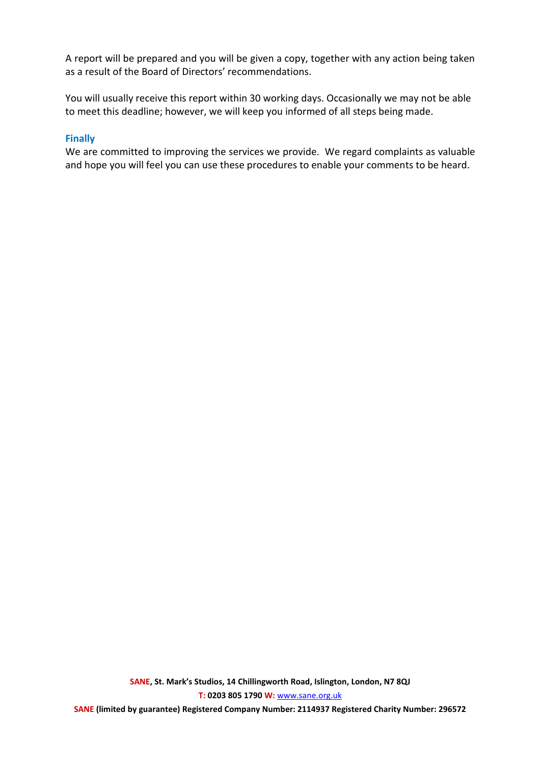A report will be prepared and you will be given a copy, together with any action being taken as a result of the Board of Directors' recommendations.

You will usually receive this report within 30 working days. Occasionally we may not be able to meet this deadline; however, we will keep you informed of all steps being made.

### Finally

We are committed to improving the services we provide. We regard complaints as valuable and hope you will feel you can use these procedures to enable your comments to be heard.